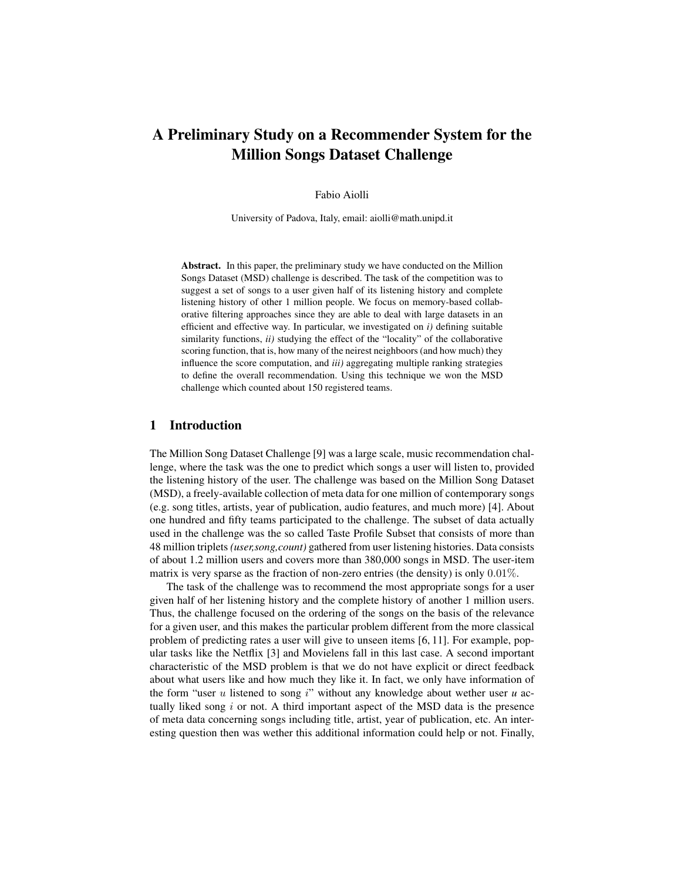# A Preliminary Study on a Recommender System for the Million Songs Dataset Challenge

Fabio Aiolli

University of Padova, Italy, email: aiolli@math.unipd.it

**Abstract.** In this paper, the preliminary study we have conducted on the Million Songs Dataset (MSD) challenge is described. The task of the competition was to suggest a set of songs to a user given half of its listening history and complete listening history of other 1 million people. We focus on memory-based collaborative filtering approaches since they are able to deal with large datasets in an efficient and effective way. In particular, we investigated on *i)* defining suitable similarity functions, *ii)* studying the effect of the "locality" of the collaborative scoring function, that is, how many of the neirest neighboors (and how much) they influence the score computation, and *iii)* aggregating multiple ranking strategies to define the overall recommendation. Using this technique we won the MSD challenge which counted about 150 registered teams.

## 1 Introduction

The Million Song Dataset Challenge [9] was a large scale, music recommendation challenge, where the task was the one to predict which songs a user will listen to, provided the listening history of the user. The challenge was based on the Million Song Dataset (MSD), a freely-available collection of meta data for one million of contemporary songs (e.g. song titles, artists, year of publication, audio features, and much more) [4]. About one hundred and fifty teams participated to the challenge. The subset of data actually used in the challenge was the so called Taste Profile Subset that consists of more than 48 million triplets *(user,song,count)* gathered from user listening histories. Data consists of about 1.2 million users and covers more than 380,000 songs in MSD. The user-item matrix is very sparse as the fraction of non-zero entries (the density) is only $0.01\%$.

The task of the challenge was to recommend the most appropriate songs for a user given half of her listening history and the complete history of another 1 million users. Thus, the challenge focused on the ordering of the songs on the basis of the relevance for a given user, and this makes the particular problem different from the more classical problem of predicting rates a user will give to unseen items [6, 11]. For example, popular tasks like the Netflix [3] and Movielens fall in this last case. A second important characteristic of the MSD problem is that we do not have explicit or direct feedback about what users like and how much they like it. In fact, we only have information of the form "user $u$ listened to song $i$" without any knowledge about wether user $u$ actually liked song $i$ or not. A third important aspect of the MSD data is the presence of meta data concerning songs including title, artist, year of publication, etc. An interesting question then was wether this additional information could help or not. Finally,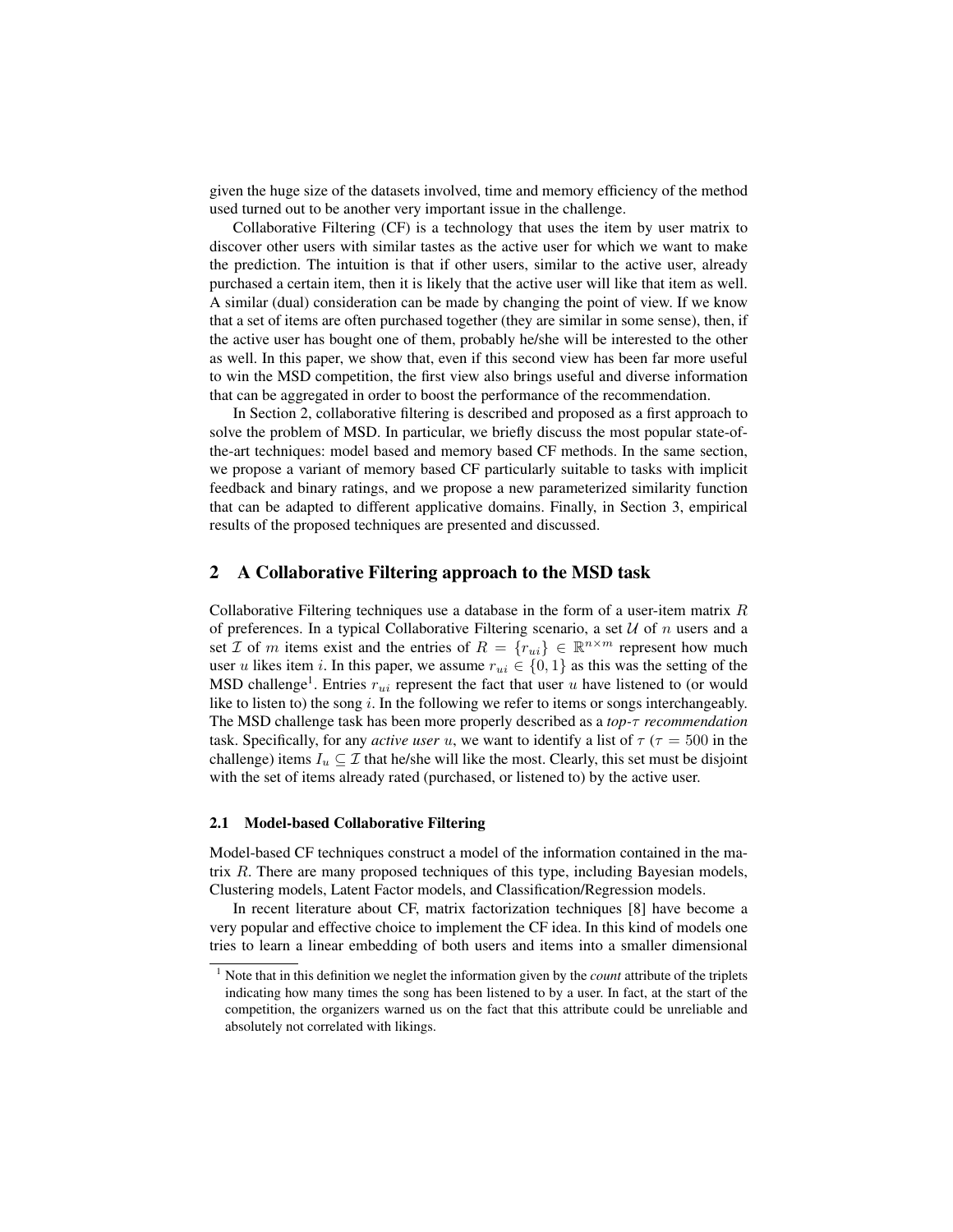given the huge size of the datasets involved, time and memory efficiency of the method used turned out to be another very important issue in the challenge.

Collaborative Filtering (CF) is a technology that uses the item by user matrix to discover other users with similar tastes as the active user for which we want to make the prediction. The intuition is that if other users, similar to the active user, already purchased a certain item, then it is likely that the active user will like that item as well. A similar (dual) consideration can be made by changing the point of view. If we know that a set of items are often purchased together (they are similar in some sense), then, if the active user has bought one of them, probably he/she will be interested to the other as well. In this paper, we show that, even if this second view has been far more useful to win the MSD competition, the first view also brings useful and diverse information that can be aggregated in order to boost the performance of the recommendation.

In Section 2, collaborative filtering is described and proposed as a first approach to solve the problem of MSD. In particular, we briefly discuss the most popular state-of-the-art techniques: model based and memory based CF methods. In the same section, we propose a variant of memory based CF particularly suitable to tasks with implicit feedback and binary ratings, and we propose a new parameterized similarity function that can be adapted to different applicative domains. Finally, in Section 3, empirical results of the proposed techniques are presented and discussed.

## 2 A Collaborative Filtering approach to the MSD task

Collaborative Filtering techniques use a database in the form of a user-item matrix $R$ of preferences. In a typical Collaborative Filtering scenario, a set $\mathcal{U}$ of $n$ users and a set $\mathcal{I}$ of $m$ items exist and the entries of $R = \{r_{ui}\} \in \mathbb{R}^{n \times m}$ represent how much user $u$ likes item $i$. In this paper, we assume $r_{ui} \in \{0, 1\}$ as this was the setting of the MSD challenge[1]. Entries $r_{ui}$ represent the fact that user $u$ have listened to (or would like to listen to) the song $i$. In the following we refer to items or songs interchangeably. The MSD challenge task has been more properly described as a *top-$\tau$ recommendation* task. Specifically, for any *active user* $u$, we want to identify a list of $\tau$ ($\tau = 500$ in the challenge) items $I_u \subseteq \mathcal{I}$ that he/she will like the most. Clearly, this set must be disjoint with the set of items already rated (purchased, or listened to) by the active user.

### 2.1 Model-based Collaborative Filtering

Model-based CF techniques construct a model of the information contained in the matrix $R$. There are many proposed techniques of this type, including Bayesian models, Clustering models, Latent Factor models, and Classification/Regression models.

In recent literature about CF, matrix factorization techniques [8] have become a very popular and effective choice to implement the CF idea. In this kind of models one tries to learn a linear embedding of both users and items into a smaller dimensional

[1] Note that in this definition we neglet the information given by the *count* attribute of the triplets indicating how many times the song has been listened to by a user. In fact, at the start of the competition, the organizers warned us on the fact that this attribute could be unreliable and absolutely not correlated with likings.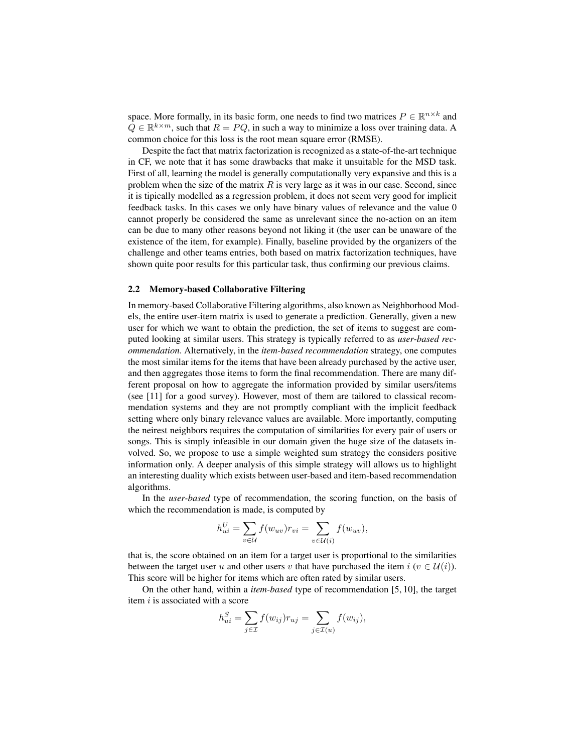space. More formally, in its basic form, one needs to find two matrices $P \in \mathbb{R}^{n \times k}$ and $Q \in \mathbb{R}^{k \times m}$, such that $R = PQ$, in such a way to minimize a loss over training data. A common choice for this loss is the root mean square error (RMSE).

Despite the fact that matrix factorization is recognized as a state-of-the-art technique in CF, we note that it has some drawbacks that make it unsuitable for the MSD task. First of all, learning the model is generally computationally very expansive and this is a problem when the size of the matrix $R$ is very large as it was in our case. Second, since it is tipically modelled as a regression problem, it does not seem very good for implicit feedback tasks. In this cases we only have binary values of relevance and the value 0 cannot properly be considered the same as unrelevant since the no-action on an item can be due to many other reasons beyond not liking it (the user can be unaware of the existence of the item, for example). Finally, baseline provided by the organizers of the challenge and other teams entries, both based on matrix factorization techniques, have shown quite poor results for this particular task, thus confirming our previous claims.

### 2.2 Memory-based Collaborative Filtering

In memory-based Collaborative Filtering algorithms, also known as Neighborhood Models, the entire user-item matrix is used to generate a prediction. Generally, given a new user for which we want to obtain the prediction, the set of items to suggest are computed looking at similar users. This strategy is typically referred to as *user-based recommendation*. Alternatively, in the *item-based recommendation* strategy, one computes the most similar items for the items that have been already purchased by the active user, and then aggregates those items to form the final recommendation. There are many different proposal on how to aggregate the information provided by similar users/items (see [11] for a good survey). However, most of them are tailored to classical recommendation systems and they are not promptly compliant with the implicit feedback setting where only binary relevance values are available. More importantly, computing the neirest neighbors requires the computation of similarities for every pair of users or songs. This is simply infeasible in our domain given the huge size of the datasets involved. So, we propose to use a simple weighted sum strategy the considers positive information only. A deeper analysis of this simple strategy will allows us to highlight an interesting duality which exists between user-based and item-based recommendation algorithms.

In the *user-based* type of recommendation, the scoring function, on the basis of which the recommendation is made, is computed by

$$h_{ui}^{U} = \sum_{v \in \mathcal{U}} f(w_{uv}) r_{vi} = \sum_{v \in \mathcal{U}(i)} f(w_{uv}),$$

that is, the score obtained on an item for a target user is proportional to the similarities between the target user $u$ and other users $v$ that have purchased the item $i$ ($v \in \mathcal{U}(i)$). This score will be higher for items which are often rated by similar users.

On the other hand, within a *item-based* type of recommendation [5, 10], the target item $i$ is associated with a score

$$h_{ui}^{S} = \sum_{j \in \mathcal{I}} f(w_{ij}) r_{uj} = \sum_{j \in \mathcal{I}(u)} f(w_{ij}),$$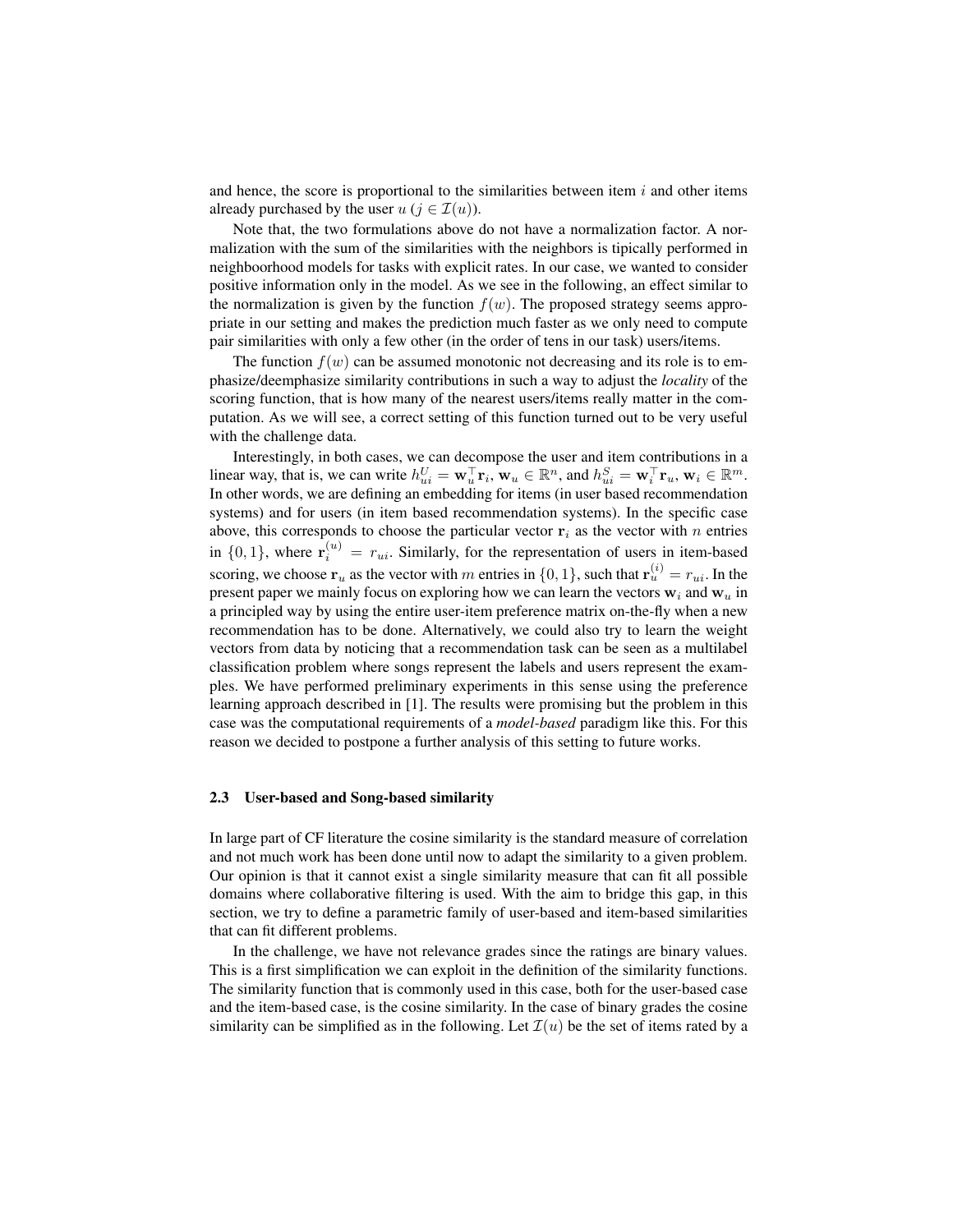and hence, the score is proportional to the similarities between item $i$ and other items already purchased by the user $u$ ($j \in \mathcal{I}(u)$).

Note that, the two formulations above do not have a normalization factor. A normalization with the sum of the similarities with the neighbors is tipically performed in neighboorhood models for tasks with explicit rates. In our case, we wanted to consider positive information only in the model. As we see in the following, an effect similar to the normalization is given by the function $f(w)$. The proposed strategy seems appropriate in our setting and makes the prediction much faster as we only need to compute pair similarities with only a few other (in the order of tens in our task) users/items.

The function $f(w)$ can be assumed monotonic not decreasing and its role is to emphasize/deemphasize similarity contributions in such a way to adjust the *locality* of the scoring function, that is how many of the nearest users/items really matter in the computation. As we will see, a correct setting of this function turned out to be very useful with the challenge data.

Interestingly, in both cases, we can decompose the user and item contributions in a linear way, that is, we can write $h^U_{ui} = \mathbf{w}_u^\top \mathbf{r}_i$, $\mathbf{w}_u \in \mathbb{R}^n$, and $h^S_{ui} = \mathbf{w}_i^\top \mathbf{r}_u$, $\mathbf{w}_i \in \mathbb{R}^m$. In other words, we are defining an embedding for items (in user based recommendation systems) and for users (in item based recommendation systems). In the specific case above, this corresponds to choose the particular vector $\mathbf{r}_i$ as the vector with $n$ entries in $\{0, 1\}$, where $\mathbf{r}_i^{(u)} = r_{ui}$. Similarly, for the representation of users in item-based scoring, we choose $\mathbf{r}_u$ as the vector with $m$ entries in $\{0, 1\}$, such that $\mathbf{r}_u^{(i)} = r_{ui}$. In the present paper we mainly focus on exploring how we can learn the vectors $\mathbf{w}_i$ and $\mathbf{w}_u$ in a principled way by using the entire user-item preference matrix on-the-fly when a new recommendation has to be done. Alternatively, we could also try to learn the weight vectors from data by noticing that a recommendation task can be seen as a multilabel classification problem where songs represent the labels and users represent the examples. We have performed preliminary experiments in this sense using the preference learning approach described in [1]. The results were promising but the problem in this case was the computational requirements of a *model-based* paradigm like this. For this reason we decided to postpone a further analysis of this setting to future works.

### 2.3 User-based and Song-based similarity

In large part of CF literature the cosine similarity is the standard measure of correlation and not much work has been done until now to adapt the similarity to a given problem. Our opinion is that it cannot exist a single similarity measure that can fit all possible domains where collaborative filtering is used. With the aim to bridge this gap, in this section, we try to define a parametric family of user-based and item-based similarities that can fit different problems.

In the challenge, we have not relevance grades since the ratings are binary values. This is a first simplification we can exploit in the definition of the similarity functions. The similarity function that is commonly used in this case, both for the user-based case and the item-based case, is the cosine similarity. In the case of binary grades the cosine similarity can be simplified as in the following. Let $\mathcal{I}(u)$ be the set of items rated by a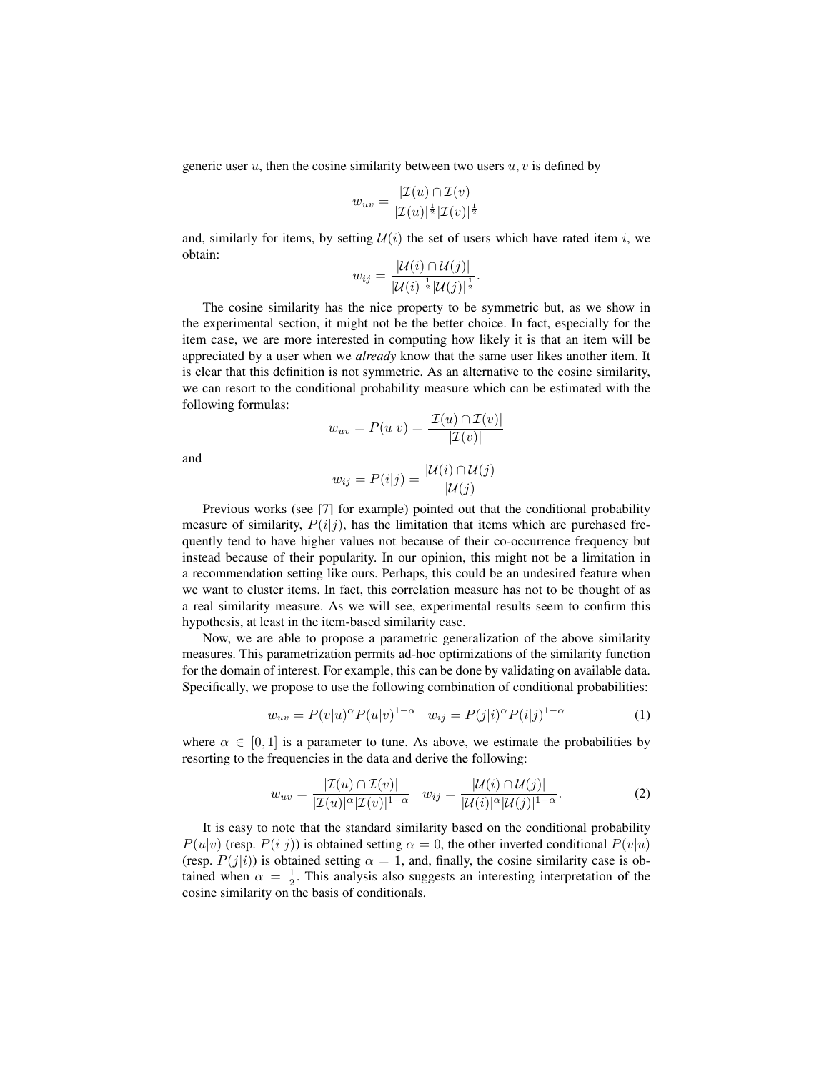generic user $u$, then the cosine similarity between two users $u, v$ is defined by

$$w_{uv} = \frac{|\mathcal{I}(u) \cap \mathcal{I}(v)|}{|\mathcal{I}(u)|^{\frac{1}{2}} |\mathcal{I}(v)|^{\frac{1}{2}}}$$

and, similarly for items, by setting $\mathcal{U}(i)$ the set of users which have rated item $i$, we obtain:

$$w_{ij} = \frac{|\mathcal{U}(i) \cap \mathcal{U}(j)|}{|\mathcal{U}(i)|^{\frac{1}{2}} |\mathcal{U}(j)|^{\frac{1}{2}}}.$$

The cosine similarity has the nice property to be symmetric but, as we show in the experimental section, it might not be the better choice. In fact, especially for the item case, we are more interested in computing how likely it is that an item will be appreciated by a user when we *already* know that the same user likes another item. It is clear that this definition is not symmetric. As an alternative to the cosine similarity, we can resort to the conditional probability measure which can be estimated with the following formulas:

$$w_{uv} = P(u|v) = \frac{|\mathcal{I}(u) \cap \mathcal{I}(v)|}{|\mathcal{I}(v)|}$$

and

$$w_{ij} = P(i|j) = \frac{|\mathcal{U}(i) \cap \mathcal{U}(j)|}{|\mathcal{U}(j)|}$$

Previous works (see [7] for example) pointed out that the conditional probability measure of similarity, $P(i|j)$, has the limitation that items which are purchased frequently tend to have higher values not because of their co-occurrence frequency but instead because of their popularity. In our opinion, this might not be a limitation in a recommendation setting like ours. Perhaps, this could be an undesired feature when we want to cluster items. In fact, this correlation measure has not to be thought of as a real similarity measure. As we will see, experimental results seem to confirm this hypothesis, at least in the item-based similarity case.

Now, we are able to propose a parametric generalization of the above similarity measures. This parametrization permits ad-hoc optimizations of the similarity function for the domain of interest. For example, this can be done by validating on available data. Specifically, we propose to use the following combination of conditional probabilities:

$$w_{uv} = P(v|u)^{\alpha} P(u|v)^{1-\alpha} \quad w_{ij} = P(j|i)^{\alpha} P(i|j)^{1-\alpha} \tag{1}$$

where $\alpha \in [0, 1]$ is a parameter to tune. As above, we estimate the probabilities by resorting to the frequencies in the data and derive the following:

$$w_{uv} = \frac{|\mathcal{I}(u) \cap \mathcal{I}(v)|}{|\mathcal{I}(u)|^{\alpha} |\mathcal{I}(v)|^{1-\alpha}} \quad w_{ij} = \frac{|\mathcal{U}(i) \cap \mathcal{U}(j)|}{|\mathcal{U}(i)|^{\alpha} |\mathcal{U}(j)|^{1-\alpha}}. \tag{2}$$

It is easy to note that the standard similarity based on the conditional probability $P(u|v)$ (resp. $P(i|j)$) is obtained setting $\alpha = 0$, the other inverted conditional $P(v|u)$ (resp. $P(j|i)$) is obtained setting $\alpha = 1$, and, finally, the cosine similarity case is obtained when $\alpha = \frac{1}{2}$. This analysis also suggests an interesting interpretation of the cosine similarity on the basis of conditionals.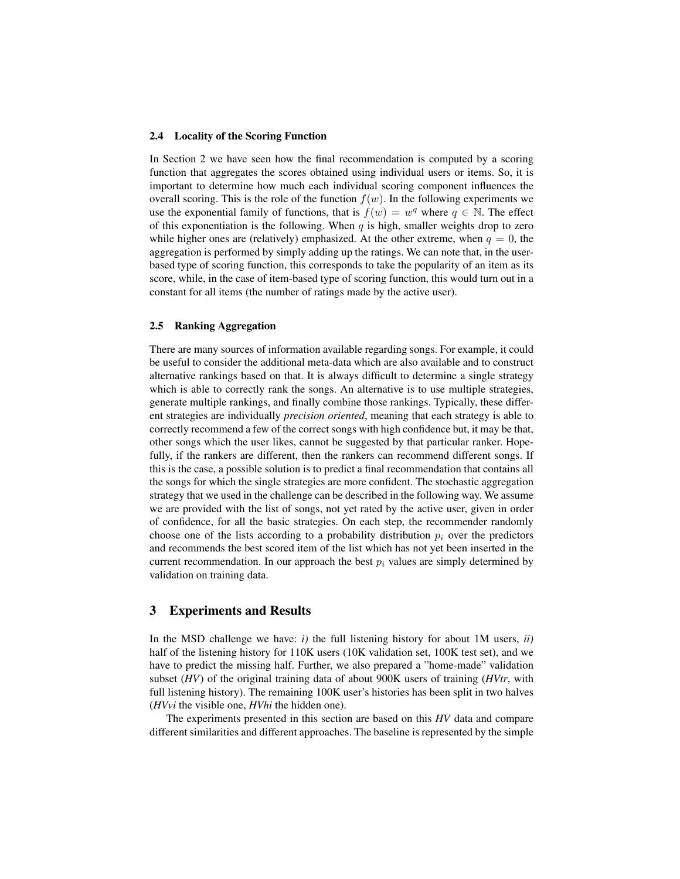### 2.4 Locality of the Scoring Function

In Section 2 we have seen how the final recommendation is computed by a scoring function that aggregates the scores obtained using individual users or items. So, it is important to determine how much each individual scoring component influences the overall scoring. This is the role of the function $f(w)$. In the following experiments we use the exponential family of functions, that is $f(w) = w^q$ where $q \in \mathbb{N}$. The effect of this exponentiation is the following. When $q$ is high, smaller weights drop to zero while higher ones are (relatively) emphasized. At the other extreme, when $q = 0$, the aggregation is performed by simply adding up the ratings. We can note that, in the user-based type of scoring function, this corresponds to take the popularity of an item as its score, while, in the case of item-based type of scoring function, this would turn out in a constant for all items (the number of ratings made by the active user).

### 2.5 Ranking Aggregation

There are many sources of information available regarding songs. For example, it could be useful to consider the additional meta-data which are also available and to construct alternative rankings based on that. It is always difficult to determine a single strategy which is able to correctly rank the songs. An alternative is to use multiple strategies, generate multiple rankings, and finally combine those rankings. Typically, these different strategies are individually *precision oriented*, meaning that each strategy is able to correctly recommend a few of the correct songs with high confidence but, it may be that, other songs which the user likes, cannot be suggested by that particular ranker. Hopefully, if the rankers are different, then the rankers can recommend different songs. If this is the case, a possible solution is to predict a final recommendation that contains all the songs for which the single strategies are more confident. The stochastic aggregation strategy that we used in the challenge can be described in the following way. We assume we are provided with the list of songs, not yet rated by the active user, given in order of confidence, for all the basic strategies. On each step, the recommender randomly choose one of the lists according to a probability distribution $p_i$ over the predictors and recommends the best scored item of the list which has not yet been inserted in the current recommendation. In our approach the best $p_i$ values are simply determined by validation on training data.

## 3 Experiments and Results

In the MSD challenge we have: *i)* the full listening history for about 1M users, *ii)* half of the listening history for 110K users (10K validation set, 100K test set), and we have to predict the missing half. Further, we also prepared a "home-made" validation subset (*HV*) of the original training data of about 900K users of training (*HVtr*, with full listening history). The remaining 100K user's histories has been split in two halves (*HVvi* the visible one, *HVhi* the hidden one).

The experiments presented in this section are based on this *HV* data and compare different similarities and different approaches. The baseline is represented by the simple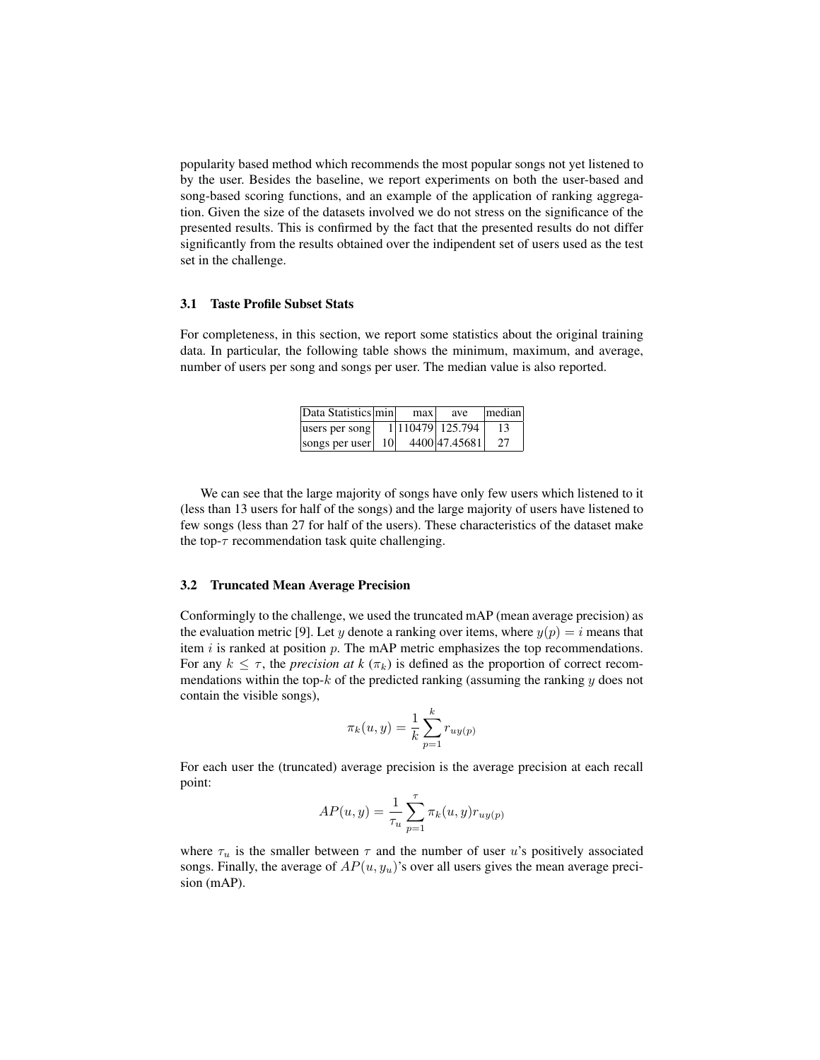popularity based method which recommends the most popular songs not yet listened to by the user. Besides the baseline, we report experiments on both the user-based and song-based scoring functions, and an example of the application of ranking aggregation. Given the size of the datasets involved we do not stress on the significance of the presented results. This is confirmed by the fact that the presented results do not differ significantly from the results obtained over the indipendent set of users used as the test set in the challenge.

### 3.1 Taste Profile Subset Stats

For completeness, in this section, we report some statistics about the original training data. In particular, the following table shows the minimum, maximum, and average, number of users per song and songs per user. The median value is also reported.

| Data Statistics | min | max | ave | median |
|---|---|---|---|---|
| users per song | 1 | 110479 | 125.794 | 13 |
| songs per user | 10 | 4400 | 47.45681 | 27 |

We can see that the large majority of songs have only few users which listened to it (less than 13 users for half of the songs) and the large majority of users have listened to few songs (less than 27 for half of the users). These characteristics of the dataset make the top-$\tau$ recommendation task quite challenging.

### 3.2 Truncated Mean Average Precision

Conformingly to the challenge, we used the truncated mAP (mean average precision) as the evaluation metric [9]. Let $y$ denote a ranking over items, where $y(p) = i$ means that item $i$ is ranked at position $p$. The mAP metric emphasizes the top recommendations. For any $k \leq \tau$, the *precision at k* ($\pi_k$) is defined as the proportion of correct recommendations within the top-$k$ of the predicted ranking (assuming the ranking $y$ does not contain the visible songs),

$$\pi_k(u, y) = \frac{1}{k} \sum_{p=1}^{k} r_{uy(p)}$$

For each user the (truncated) average precision is the average precision at each recall point:

$$AP(u, y) = \frac{1}{\tau_u} \sum_{p=1}^{\tau} \pi_k(u, y) r_{uy(p)}$$

where $\tau_u$ is the smaller between $\tau$ and the number of user $u$'s positively associated songs. Finally, the average of $AP(u, y_u)$'s over all users gives the mean average precision (mAP).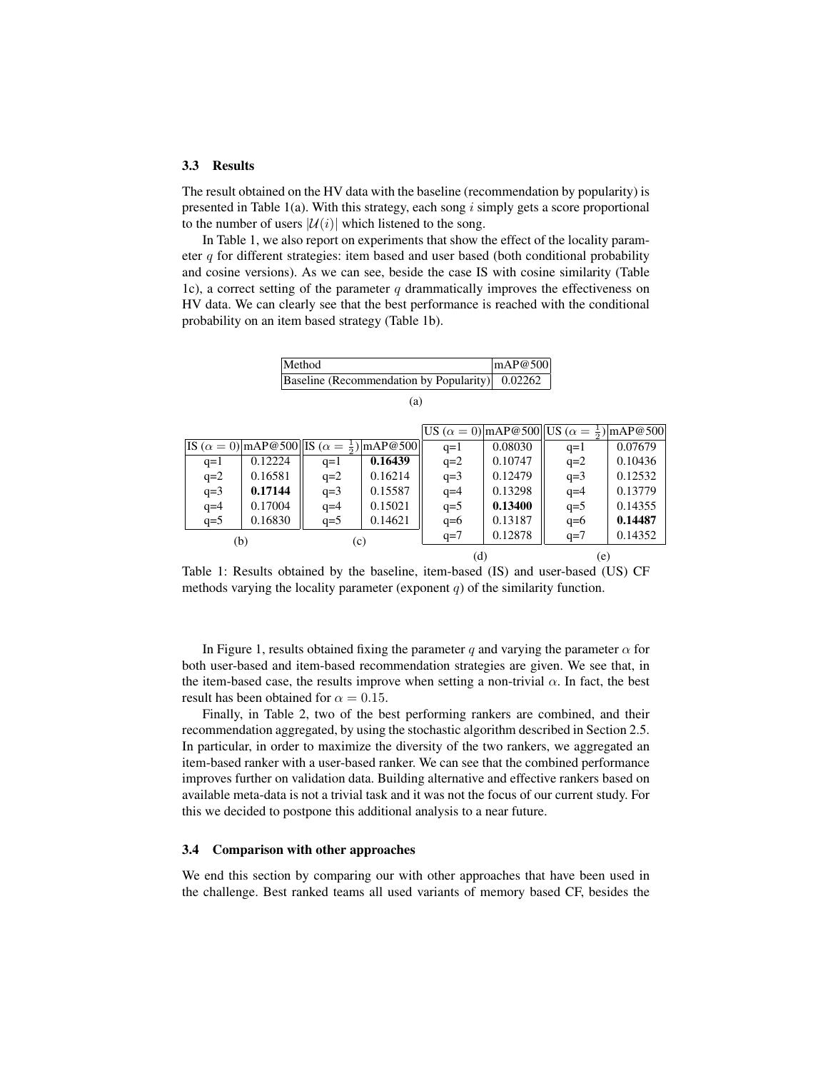### 3.3 Results

The result obtained on the HV data with the baseline (recommendation by popularity) is presented in Table 1(a). With this strategy, each song $i$ simply gets a score proportional to the number of users $|\mathcal{U}(i)|$ which listened to the song.

In Table 1, we also report on experiments that show the effect of the locality parameter $q$ for different strategies: item based and user based (both conditional probability and cosine versions). As we can see, beside the case IS with cosine similarity (Table 1c), a correct setting of the parameter $q$ drammatically improves the effectiveness on HV data. We can clearly see that the best performance is reached with the conditional probability on an item based strategy (Table 1b).

| Method | mAP@500 |
|---|---|
| Baseline (Recommendation by Popularity) | 0.02262 |

(a)

| IS ($\alpha = 0$) | mAP@500 |
|---|---|
| q=1 | 0.12224 |
| q=2 | 0.16581 |
| q=3 | **0.17144** |
| q=4 | 0.17004 |
| q=5 | 0.16830 |

(b)

| IS ($\alpha = \frac{1}{2}$) | mAP@500 |
|---|---|
| q=1 | **0.16439** |
| q=2 | 0.16214 |
| q=3 | 0.15587 |
| q=4 | 0.15021 |
| q=5 | 0.14621 |

(c)

| US ($\alpha = 0$) | mAP@500 |
|---|---|
| q=1 | 0.08030 |
| q=2 | 0.10747 |
| q=3 | 0.12479 |
| q=4 | 0.13298 |
| q=5 | **0.13400** |
| q=6 | 0.13187 |
| q=7 | 0.12878 |

(d)

| US ($\alpha = \frac{1}{2}$) | mAP@500 |
|---|---|
| q=1 | 0.07679 |
| q=2 | 0.10436 |
| q=3 | 0.12532 |
| q=4 | 0.13779 |
| q=5 | 0.14355 |
| q=6 | **0.14487** |
| q=7 | 0.14352 |

(e)

Table 1: Results obtained by the baseline, item-based (IS) and user-based (US) CF methods varying the locality parameter (exponent $q$) of the similarity function.

In Figure 1, results obtained fixing the parameter $q$ and varying the parameter $\alpha$ for both user-based and item-based recommendation strategies are given. We see that, in the item-based case, the results improve when setting a non-trivial $\alpha$. In fact, the best result has been obtained for $\alpha = 0.15$.

Finally, in Table 2, two of the best performing rankers are combined, and their recommendation aggregated, by using the stochastic algorithm described in Section 2.5. In particular, in order to maximize the diversity of the two rankers, we aggregated an item-based ranker with a user-based ranker. We can see that the combined performance improves further on validation data. Building alternative and effective rankers based on available meta-data is not a trivial task and it was not the focus of our current study. For this we decided to postpone this additional analysis to a near future.

### 3.4 Comparison with other approaches

We end this section by comparing our with other approaches that have been used in the challenge. Best ranked teams all used variants of memory based CF, besides the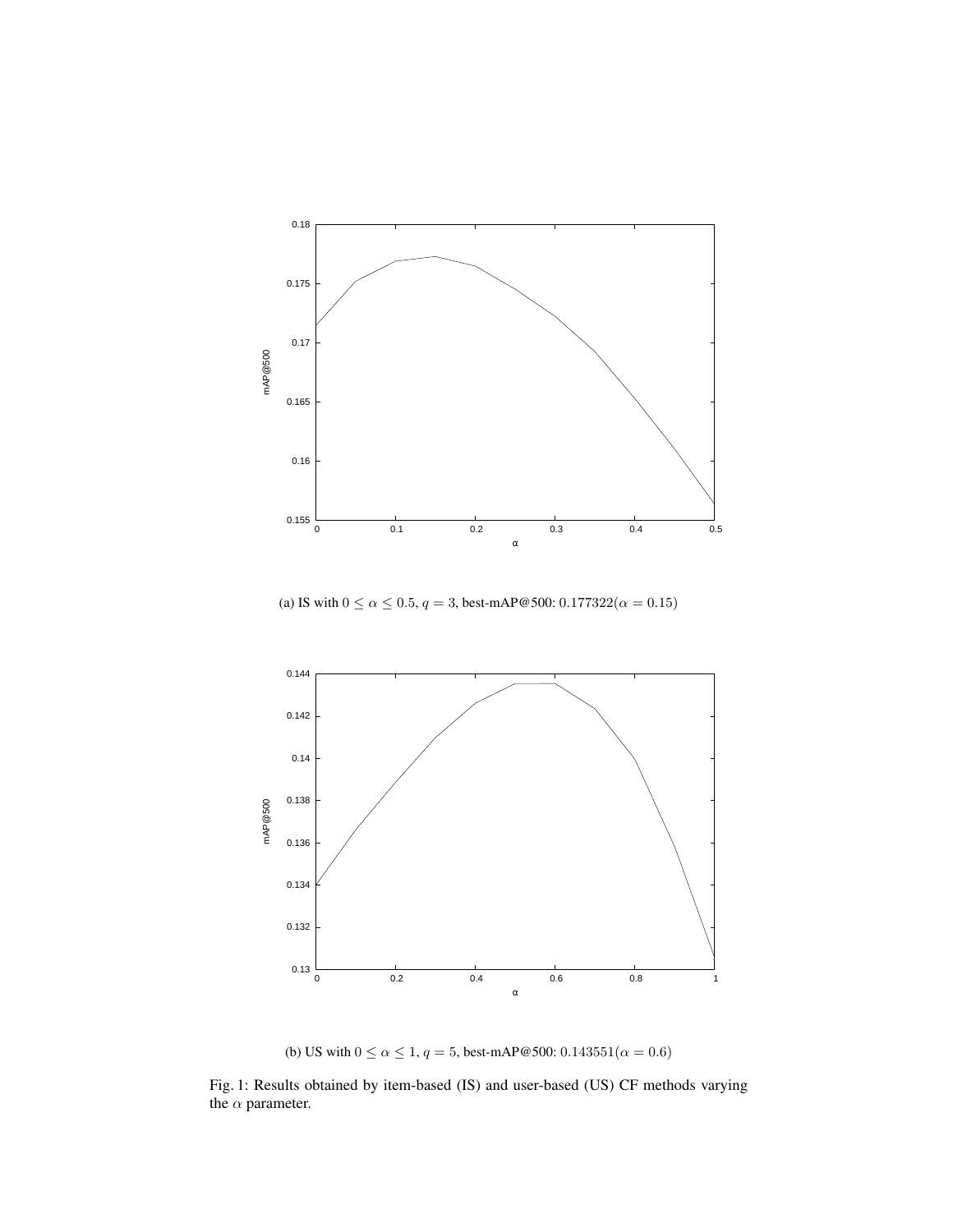(a) IS with $0 \leq \alpha \leq 0.5$, $q = 3$, best-mAP@500: $0.177322 (\alpha = 0.15)$

(b) US with $0 \leq \alpha \leq 1$, $q = 5$, best-mAP@500: $0.143551 (\alpha = 0.6)$

Fig. 1: Results obtained by item-based (IS) and user-based (US) CF methods varying the $\alpha$ parameter.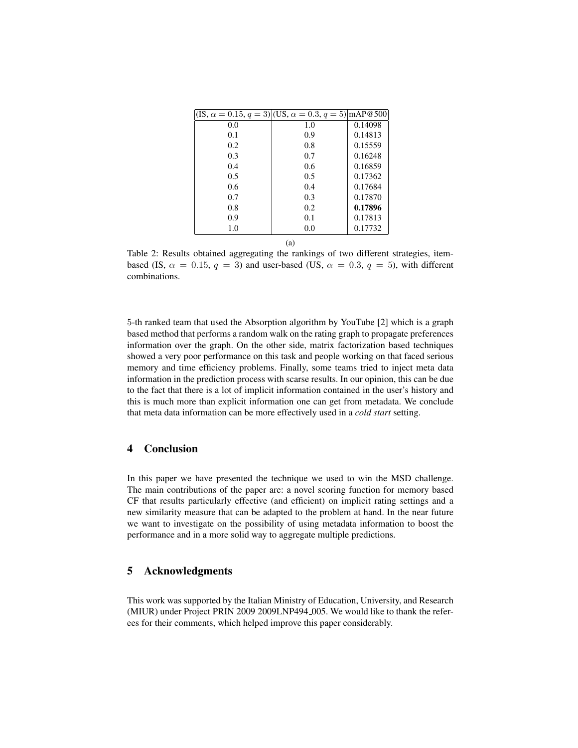| (IS, $\alpha = 0.15$, $q = 3$) | (US, $\alpha = 0.3$, $q = 5$) | mAP@500 |
|---|---|---|
| 0.0 | 1.0 | 0.14098 |
| 0.1 | 0.9 | 0.14813 |
| 0.2 | 0.8 | 0.15559 |
| 0.3 | 0.7 | 0.16248 |
| 0.4 | 0.6 | 0.16859 |
| 0.5 | 0.5 | 0.17362 |
| 0.6 | 0.4 | 0.17684 |
| 0.7 | 0.3 | 0.17870 |
| 0.8 | 0.2 | **0.17896** |
| 0.9 | 0.1 | 0.17813 |
| 1.0 | 0.0 | 0.17732 |

(a)

Table 2: Results obtained aggregating the rankings of two different strategies, item-based (IS, $\alpha = 0.15$, $q = 3$) and user-based (US, $\alpha = 0.3$, $q = 5$), with different combinations.

5-th ranked team that used the Absorption algorithm by YouTube [2] which is a graph based method that performs a random walk on the rating graph to propagate preferences information over the graph. On the other side, matrix factorization based techniques showed a very poor performance on this task and people working on that faced serious memory and time efficiency problems. Finally, some teams tried to inject meta data information in the prediction process with scarse results. In our opinion, this can be due to the fact that there is a lot of implicit information contained in the user's history and this is much more than explicit information one can get from metadata. We conclude that meta data information can be more effectively used in a *cold start* setting.

## 4 Conclusion

In this paper we have presented the technique we used to win the MSD challenge. The main contributions of the paper are: a novel scoring function for memory based CF that results particularly effective (and efficient) on implicit rating settings and a new similarity measure that can be adapted to the problem at hand. In the near future we want to investigate on the possibility of using metadata information to boost the performance and in a more solid way to aggregate multiple predictions.

## 5 Acknowledgments

This work was supported by the Italian Ministry of Education, University, and Research (MIUR) under Project PRIN 2009 2009LNP494_005. We would like to thank the referees for their comments, which helped improve this paper considerably.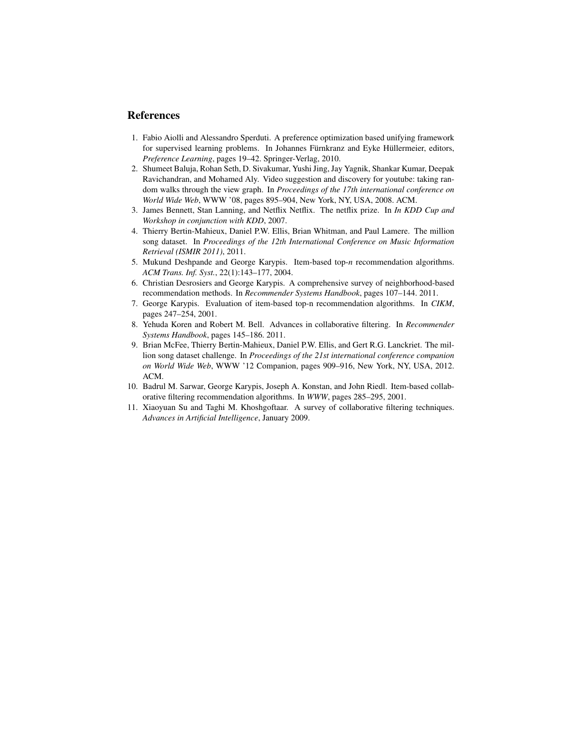## References

1. Fabio Aiolli and Alessandro Sperduti. A preference optimization based unifying framework for supervised learning problems. In Johannes Fürnkranz and Eyke Hüllermeier, editors, *Preference Learning*, pages 19–42. Springer-Verlag, 2010.
2. Shumeet Baluja, Rohan Seth, D. Sivakumar, Yushi Jing, Jay Yagnik, Shankar Kumar, Deepak Ravichandran, and Mohamed Aly. Video suggestion and discovery for youtube: taking random walks through the view graph. In *Proceedings of the 17th international conference on World Wide Web*, WWW '08, pages 895–904, New York, NY, USA, 2008. ACM.
3. James Bennett, Stan Lanning, and Netflix Netflix. The netflix prize. In *In KDD Cup and Workshop in conjunction with KDD*, 2007.
4. Thierry Bertin-Mahieux, Daniel P.W. Ellis, Brian Whitman, and Paul Lamere. The million song dataset. In *Proceedings of the 12th International Conference on Music Information Retrieval (ISMIR 2011)*, 2011.
5. Mukund Deshpande and George Karypis. Item-based top-*n* recommendation algorithms. *ACM Trans. Inf. Syst.*, 22(1):143–177, 2004.
6. Christian Desrosiers and George Karypis. A comprehensive survey of neighborhood-based recommendation methods. In *Recommender Systems Handbook*, pages 107–144. 2011.
7. George Karypis. Evaluation of item-based top-n recommendation algorithms. In *CIKM*, pages 247–254, 2001.
8. Yehuda Koren and Robert M. Bell. Advances in collaborative filtering. In *Recommender Systems Handbook*, pages 145–186. 2011.
9. Brian McFee, Thierry Bertin-Mahieux, Daniel P.W. Ellis, and Gert R.G. Lanckriet. The million song dataset challenge. In *Proceedings of the 21st international conference companion on World Wide Web*, WWW '12 Companion, pages 909–916, New York, NY, USA, 2012. ACM.
10. Badrul M. Sarwar, George Karypis, Joseph A. Konstan, and John Riedl. Item-based collaborative filtering recommendation algorithms. In *WWW*, pages 285–295, 2001.
11. Xiaoyuan Su and Taghi M. Khoshgoftaar. A survey of collaborative filtering techniques. *Advances in Artificial Intelligence*, January 2009.